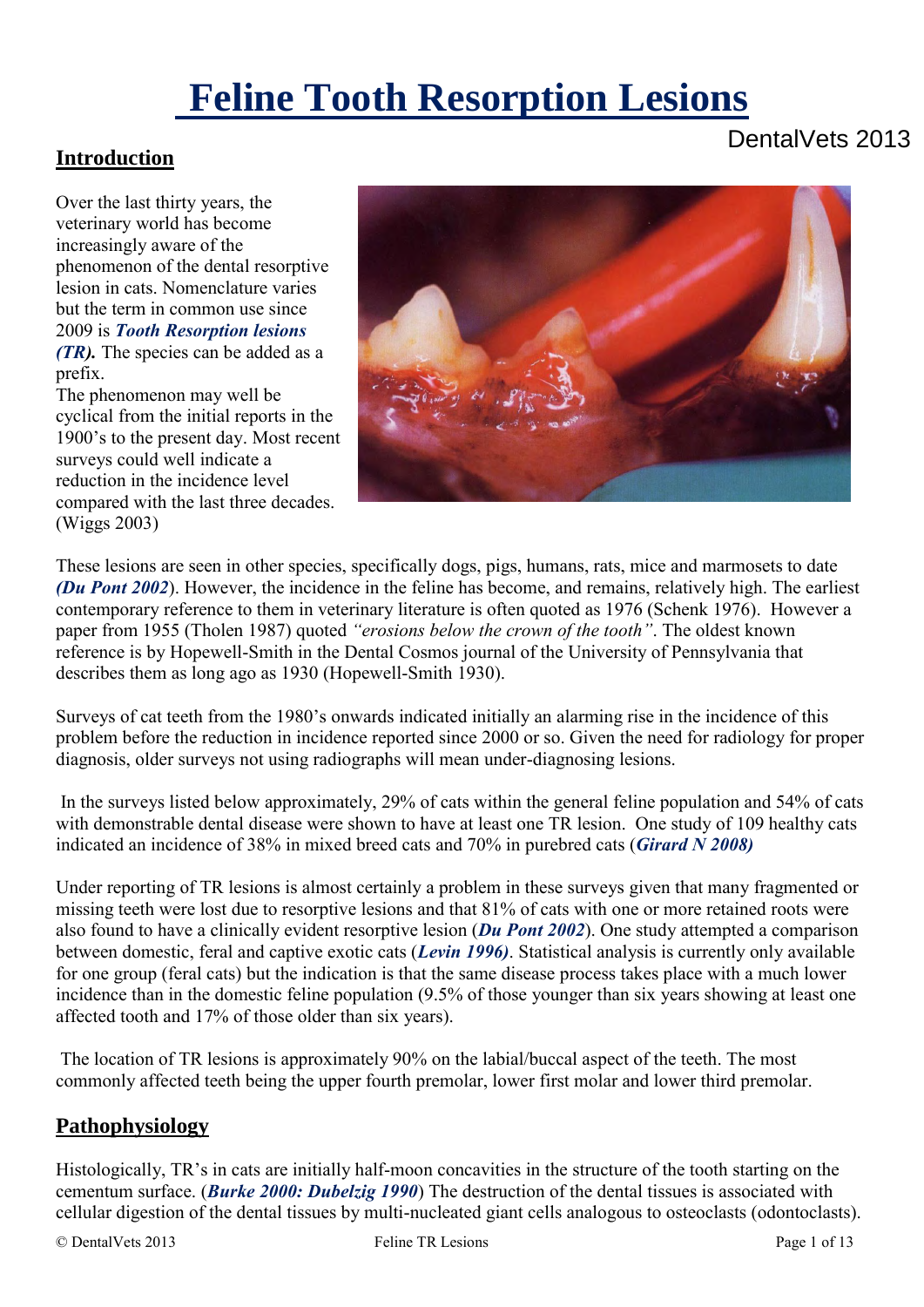# Feline Tooth Resorption Lesions

DentalVets 2013

## Introduction

Over the last thirty years, the veterinary world has become increasingly aware of the phenomenon of the dental resorptive lesion in cats. Nomenclature varies but the term in common use since 2009 is ***Tooth Resorption lesions (TR).*** The species can be added as a prefix.

The phenomenon may well be cyclical from the initial reports in the 1900's to the present day. Most recent surveys could well indicate a reduction in the incidence level compared with the last three decades. (Wiggs 2003)

These lesions are seen in other species, specifically dogs, pigs, humans, rats, mice and marmosets to date ***(Du Pont 2002***). However, the incidence in the feline has become, and remains, relatively high. The earliest contemporary reference to them in veterinary literature is often quoted as 1976 (Schenk 1976). However a paper from 1955 (Tholen 1987) quoted *"erosions below the crown of the tooth"*. The oldest known reference is by Hopewell-Smith in the Dental Cosmos journal of the University of Pennsylvania that describes them as long ago as 1930 (Hopewell-Smith 1930).

Surveys of cat teeth from the 1980's onwards indicated initially an alarming rise in the incidence of this problem before the reduction in incidence reported since 2000 or so. Given the need for radiology for proper diagnosis, older surveys not using radiographs will mean under-diagnosing lesions.

In the surveys listed below approximately, 29% of cats within the general feline population and 54% of cats with demonstrable dental disease were shown to have at least one TR lesion. One study of 109 healthy cats indicated an incidence of 38% in mixed breed cats and 70% in purebred cats (***Girard N 2008)***

Under reporting of TR lesions is almost certainly a problem in these surveys given that many fragmented or missing teeth were lost due to resorptive lesions and that 81% of cats with one or more retained roots were also found to have a clinically evident resorptive lesion (***Du Pont 2002***). One study attempted a comparison between domestic, feral and captive exotic cats (***Levin 1996)***. Statistical analysis is currently only available for one group (feral cats) but the indication is that the same disease process takes place with a much lower incidence than in the domestic feline population (9.5% of those younger than six years showing at least one affected tooth and 17% of those older than six years).

The location of TR lesions is approximately 90% on the labial/buccal aspect of the teeth. The most commonly affected teeth being the upper fourth premolar, lower first molar and lower third premolar.

## Pathophysiology

Histologically, TR's in cats are initially half-moon concavities in the structure of the tooth starting on the cementum surface. (***Burke 2000: Dubelzig 1990***) The destruction of the dental tissues is associated with cellular digestion of the dental tissues by multi-nucleated giant cells analogous to osteoclasts (odontoclasts).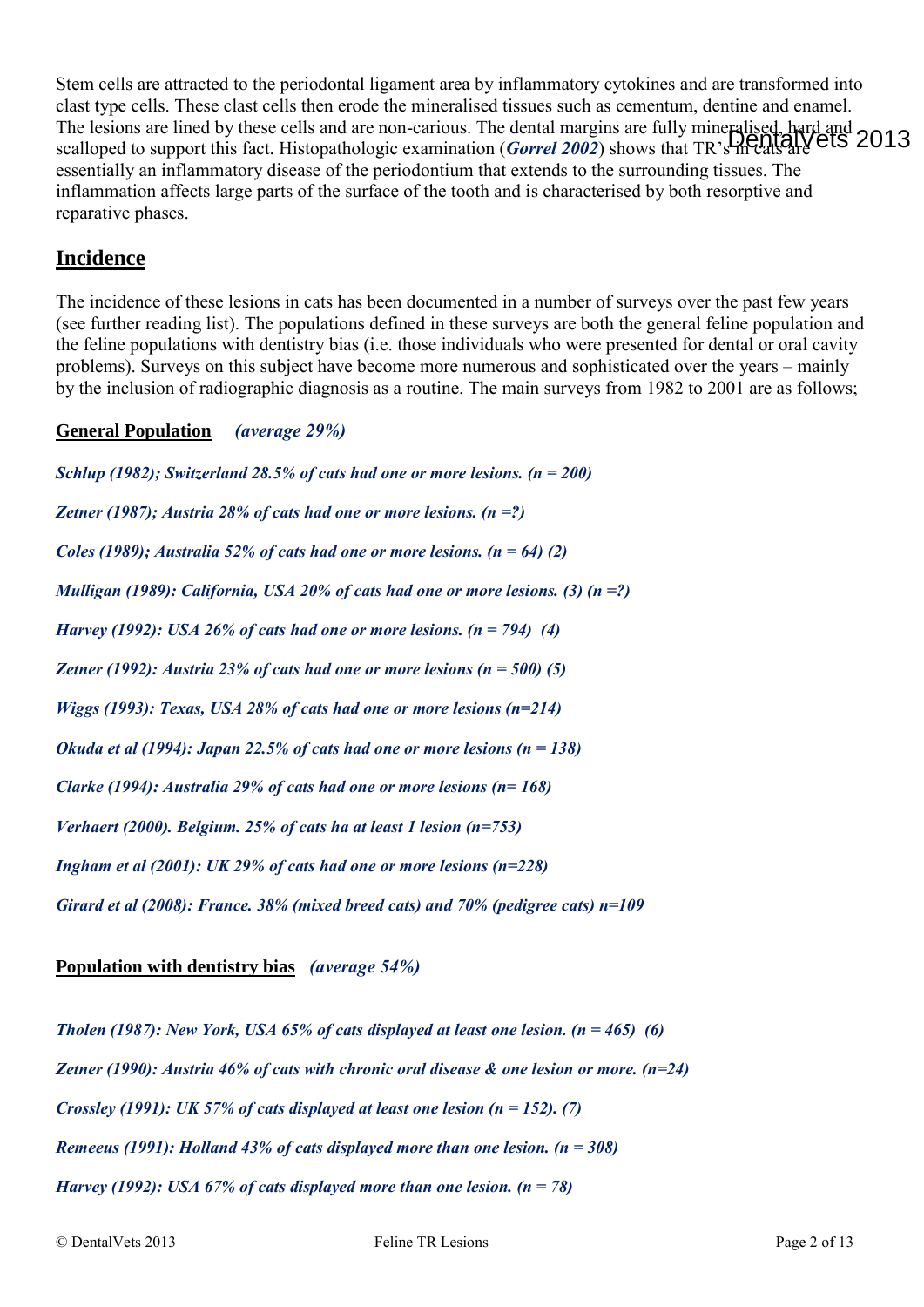Stem cells are attracted to the periodontal ligament area by inflammatory cytokines and are transformed into clast type cells. These clast cells then erode the mineralised tissues such as cementum, dentine and enamel. The lesions are lined by these cells and are non-carious. The dental margins are fully mineralised, hard and scalloped to support this fact. Histopathologic examination (***Gorrel 2002***) shows that TR's in cats are essentially an inflammatory disease of the periodontium that extends to the surrounding tissues. The inflammation affects large parts of the surface of the tooth and is characterised by both resorptive and reparative phases.

## Incidence

The incidence of these lesions in cats has been documented in a number of surveys over the past few years (see further reading list). The populations defined in these surveys are both the general feline population and the feline populations with dentistry bias (i.e. those individuals who were presented for dental or oral cavity problems). Surveys on this subject have become more numerous and sophisticated over the years – mainly by the inclusion of radiographic diagnosis as a routine. The main surveys from 1982 to 2001 are as follows;

**General Population** *(average 29%)*

***Schlup (1982); Switzerland 28.5% of cats had one or more lesions. (n = 200)***

***Zetner (1987); Austria 28% of cats had one or more lesions. (n =?)***

***Coles (1989); Australia 52% of cats had one or more lesions. (n = 64) (2)***

***Mulligan (1989): California, USA 20% of cats had one or more lesions. (3) (n =?)***

***Harvey (1992): USA 26% of cats had one or more lesions. (n = 794) (4)***

***Zetner (1992): Austria 23% of cats had one or more lesions (n = 500) (5)***

***Wiggs (1993): Texas, USA 28% of cats had one or more lesions (n=214)***

***Okuda et al (1994): Japan 22.5% of cats had one or more lesions (n = 138)***

***Clarke (1994): Australia 29% of cats had one or more lesions (n= 168)***

***Verhaert (2000). Belgium. 25% of cats ha at least 1 lesion (n=753)***

***Ingham et al (2001): UK 29% of cats had one or more lesions (n=228)***

***Girard et al (2008): France. 38% (mixed breed cats) and 70% (pedigree cats) n=109***

**Population with dentistry bias** *(average 54%)*

***Tholen (1987): New York, USA 65% of cats displayed at least one lesion. (n = 465) (6)***

***Zetner (1990): Austria 46% of cats with chronic oral disease & one lesion or more. (n=24)***

***Crossley (1991): UK 57% of cats displayed at least one lesion (n = 152). (7)***

***Remeeus (1991): Holland 43% of cats displayed more than one lesion. (n = 308)***

***Harvey (1992): USA 67% of cats displayed more than one lesion. (n = 78)***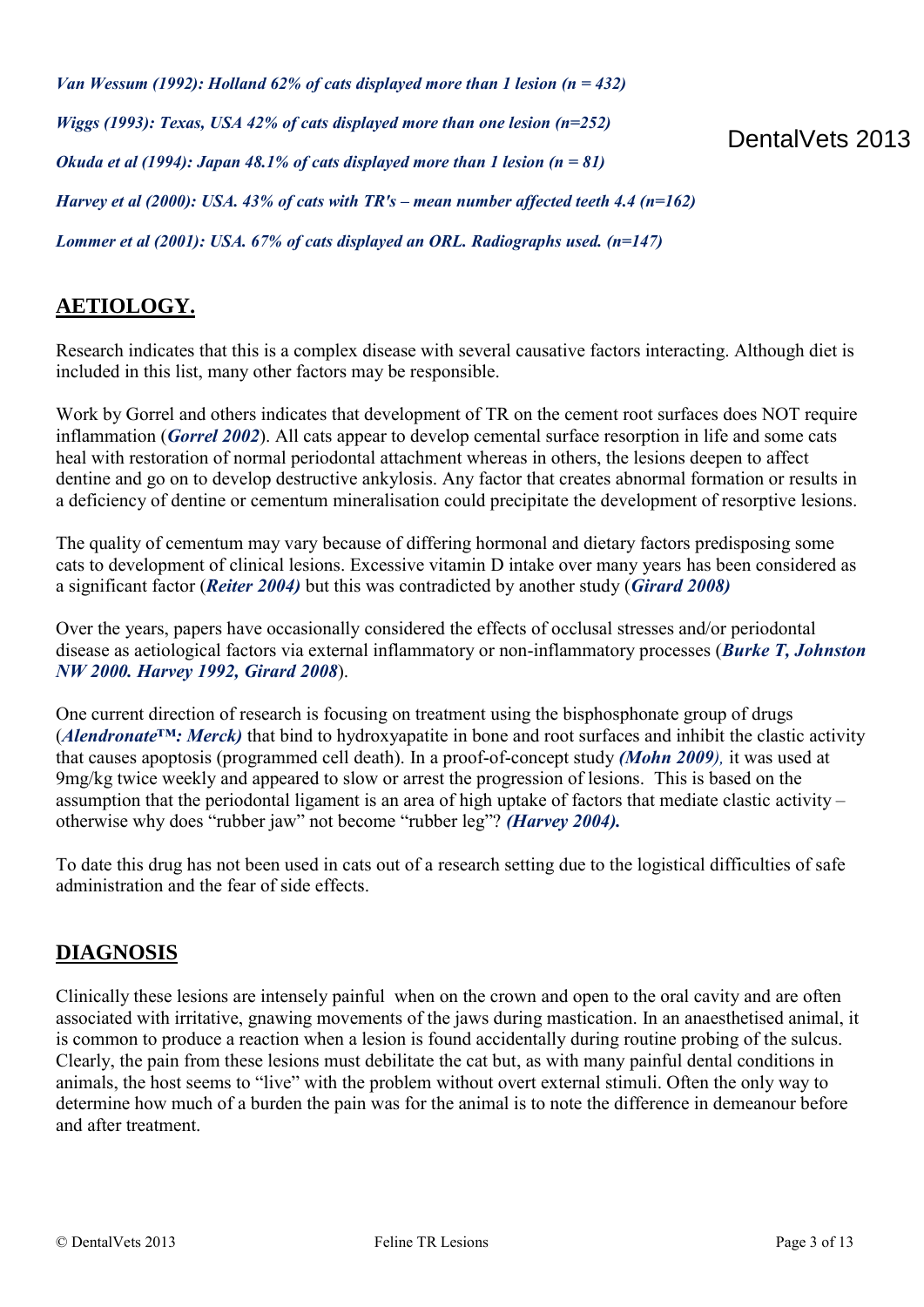*Van Wessum (1992): Holland 62% of cats displayed more than 1 lesion (n = 432)*

*Wiggs (1993): Texas, USA 42% of cats displayed more than one lesion (n=252)*

*Okuda et al (1994): Japan 48.1% of cats displayed more than 1 lesion (n = 81)*

*Harvey et al (2000): USA. 43% of cats with TR's – mean number affected teeth 4.4 (n=162)*

*Lommer et al (2001): USA. 67% of cats displayed an ORL. Radiographs used. (n=147)*

## AETIOLOGY.

Research indicates that this is a complex disease with several causative factors interacting. Although diet is included in this list, many other factors may be responsible.

Work by Gorrel and others indicates that development of TR on the cement root surfaces does NOT require inflammation (***Gorrel 2002***). All cats appear to develop cemental surface resorption in life and some cats heal with restoration of normal periodontal attachment whereas in others, the lesions deepen to affect dentine and go on to develop destructive ankylosis. Any factor that creates abnormal formation or results in a deficiency of dentine or cementum mineralisation could precipitate the development of resorptive lesions.

The quality of cementum may vary because of differing hormonal and dietary factors predisposing some cats to development of clinical lesions. Excessive vitamin D intake over many years has been considered as a significant factor (***Reiter 2004)*** but this was contradicted by another study (***Girard 2008)***

Over the years, papers have occasionally considered the effects of occlusal stresses and/or periodontal disease as aetiological factors via external inflammatory or non-inflammatory processes (***Burke T, Johnston NW 2000. Harvey 1992, Girard 2008***).

One current direction of research is focusing on treatment using the bisphosphonate group of drugs (***Alendronate™: Merck)*** that bind to hydroxyapatite in bone and root surfaces and inhibit the clastic activity that causes apoptosis (programmed cell death). In a proof-of-concept study ***(Mohn 2009),*** it was used at 9mg/kg twice weekly and appeared to slow or arrest the progression of lesions. This is based on the assumption that the periodontal ligament is an area of high uptake of factors that mediate clastic activity – otherwise why does "rubber jaw" not become "rubber leg"? ***(Harvey 2004).***

To date this drug has not been used in cats out of a research setting due to the logistical difficulties of safe administration and the fear of side effects.

## DIAGNOSIS

Clinically these lesions are intensely painful when on the crown and open to the oral cavity and are often associated with irritative, gnawing movements of the jaws during mastication. In an anaesthetised animal, it is common to produce a reaction when a lesion is found accidentally during routine probing of the sulcus. Clearly, the pain from these lesions must debilitate the cat but, as with many painful dental conditions in animals, the host seems to "live" with the problem without overt external stimuli. Often the only way to determine how much of a burden the pain was for the animal is to note the difference in demeanour before and after treatment.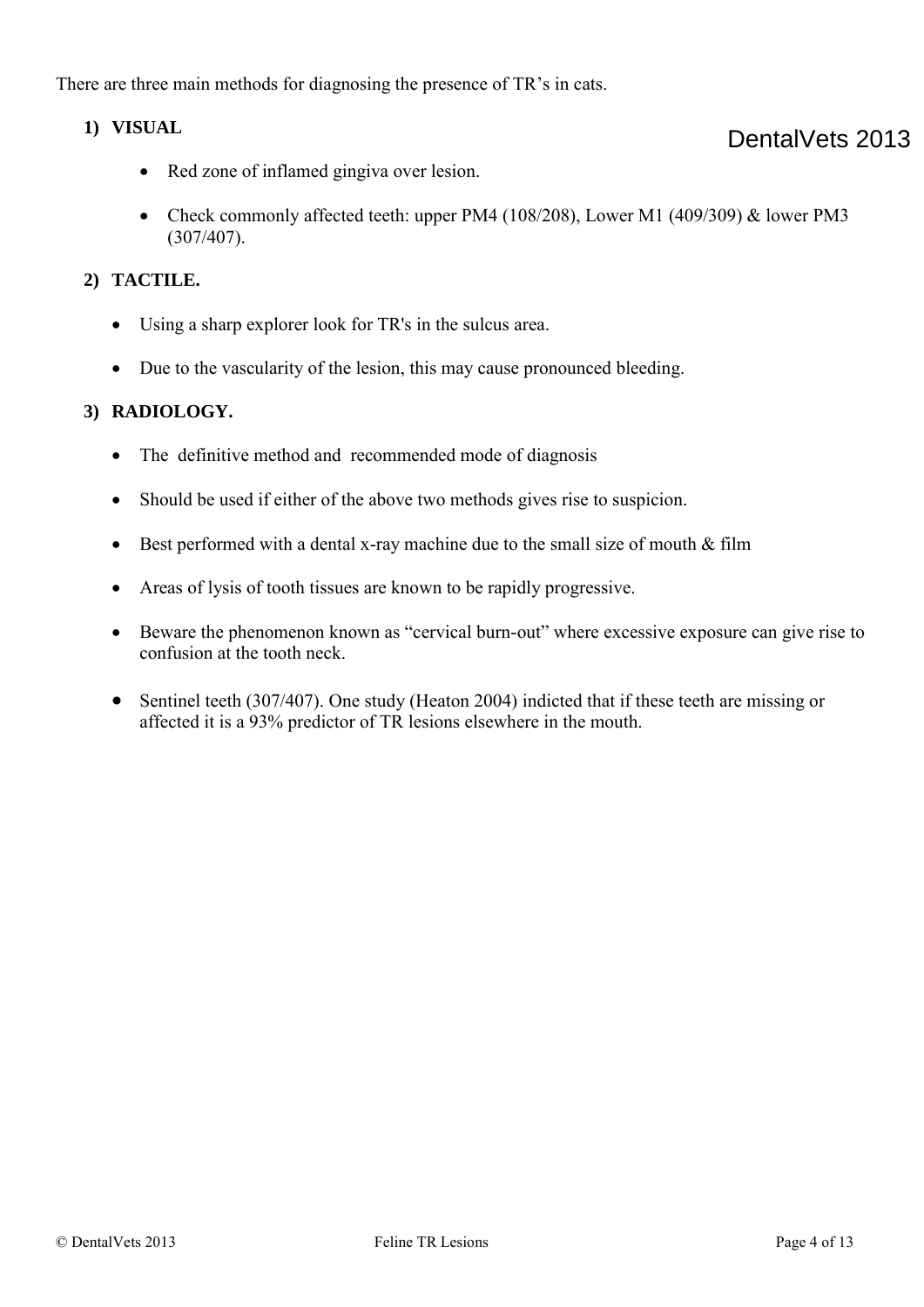There are three main methods for diagnosing the presence of TR's in cats.

1) **VISUAL**

- Red zone of inflamed gingiva over lesion.
- Check commonly affected teeth: upper PM4 (108/208), Lower M1 (409/309) & lower PM3 (307/407).

2) **TACTILE.**

- Using a sharp explorer look for TR's in the sulcus area.
- Due to the vascularity of the lesion, this may cause pronounced bleeding.

3) **RADIOLOGY.**

- The definitive method and recommended mode of diagnosis
- Should be used if either of the above two methods gives rise to suspicion.
- Best performed with a dental x-ray machine due to the small size of mouth & film
- Areas of lysis of tooth tissues are known to be rapidly progressive.
- Beware the phenomenon known as "cervical burn-out" where excessive exposure can give rise to confusion at the tooth neck.
- Sentinel teeth (307/407). One study (Heaton 2004) indicted that if these teeth are missing or affected it is a 93% predictor of TR lesions elsewhere in the mouth.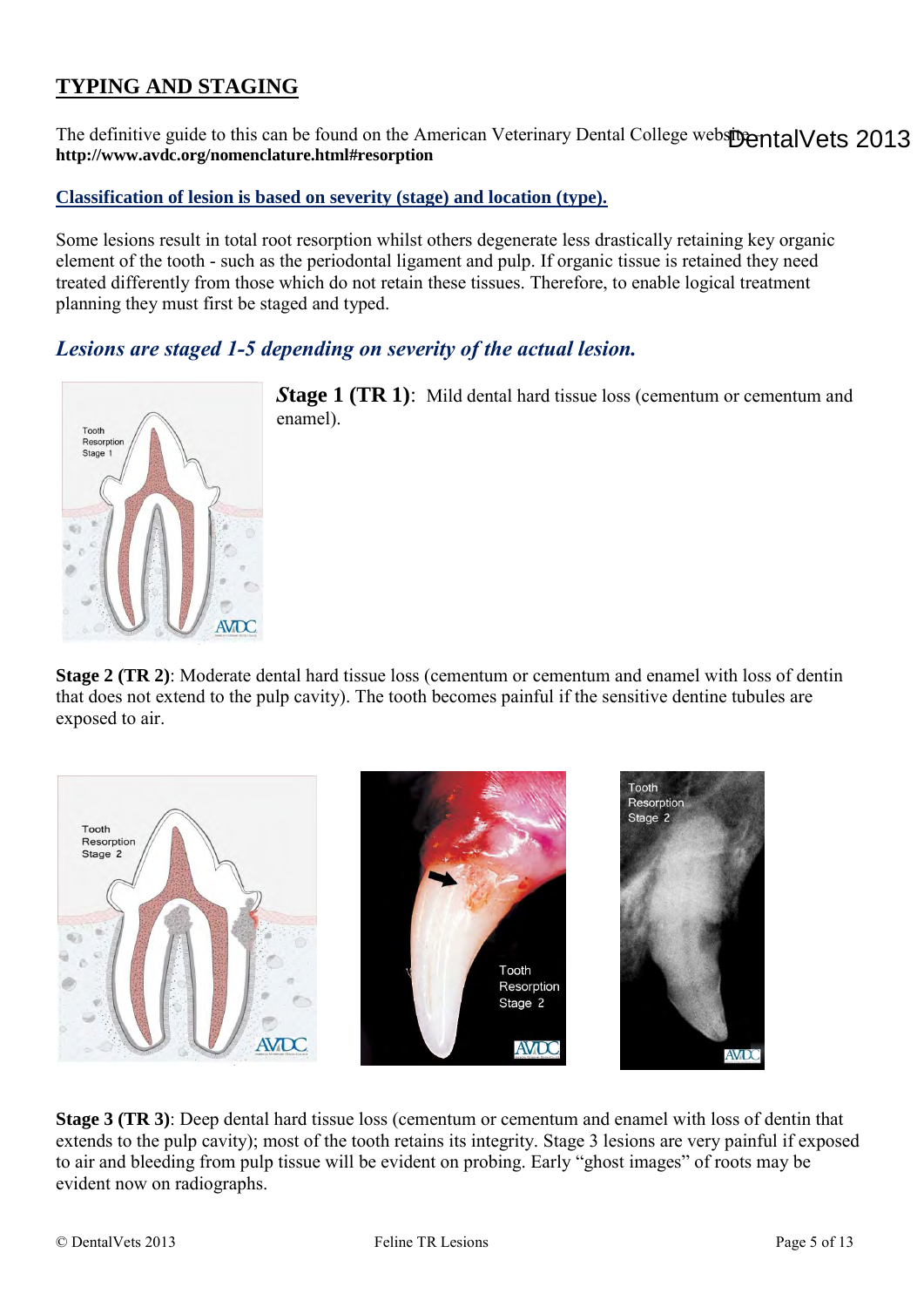## TYPING AND STAGING

The definitive guide to this can be found on the American Veterinary Dental College website: **http://www.avdc.org/nomenclature.html#resorption**

**Classification of lesion is based on severity (stage) and location (type).**

Some lesions result in total root resorption whilst others degenerate less drastically retaining key organic element of the tooth - such as the periodontal ligament and pulp. If organic tissue is retained they need treated differently from those which do not retain these tissues. Therefore, to enable logical treatment planning they must first be staged and typed.

### *Lesions are staged 1-5 depending on severity of the actual lesion.*

**Stage 1 (TR 1)**: Mild dental hard tissue loss (cementum or cementum and enamel).

**Stage 2 (TR 2)**: Moderate dental hard tissue loss (cementum or cementum and enamel with loss of dentin that does not extend to the pulp cavity). The tooth becomes painful if the sensitive dentine tubules are exposed to air.

**Stage 3 (TR 3)**: Deep dental hard tissue loss (cementum or cementum and enamel with loss of dentin that extends to the pulp cavity); most of the tooth retains its integrity. Stage 3 lesions are very painful if exposed to air and bleeding from pulp tissue will be evident on probing. Early "ghost images" of roots may be evident now on radiographs.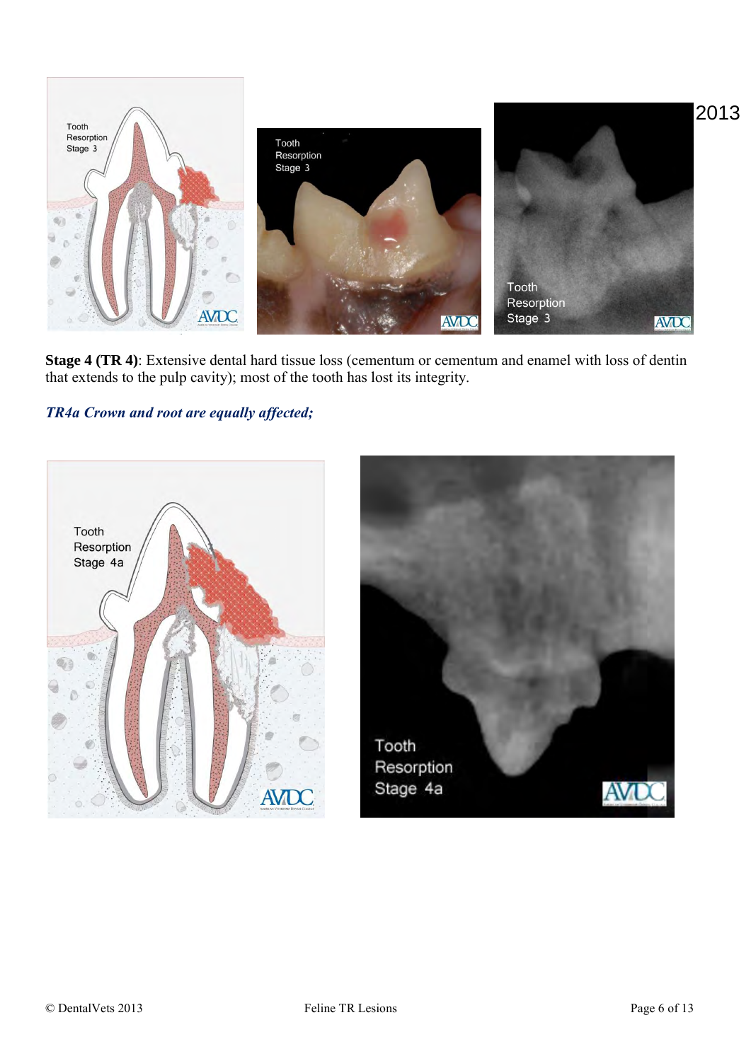**Stage 4 (TR 4)**: Extensive dental hard tissue loss (cementum or cementum and enamel with loss of dentin that extends to the pulp cavity); most of the tooth has lost its integrity.

***TR4a Crown and root are equally affected;***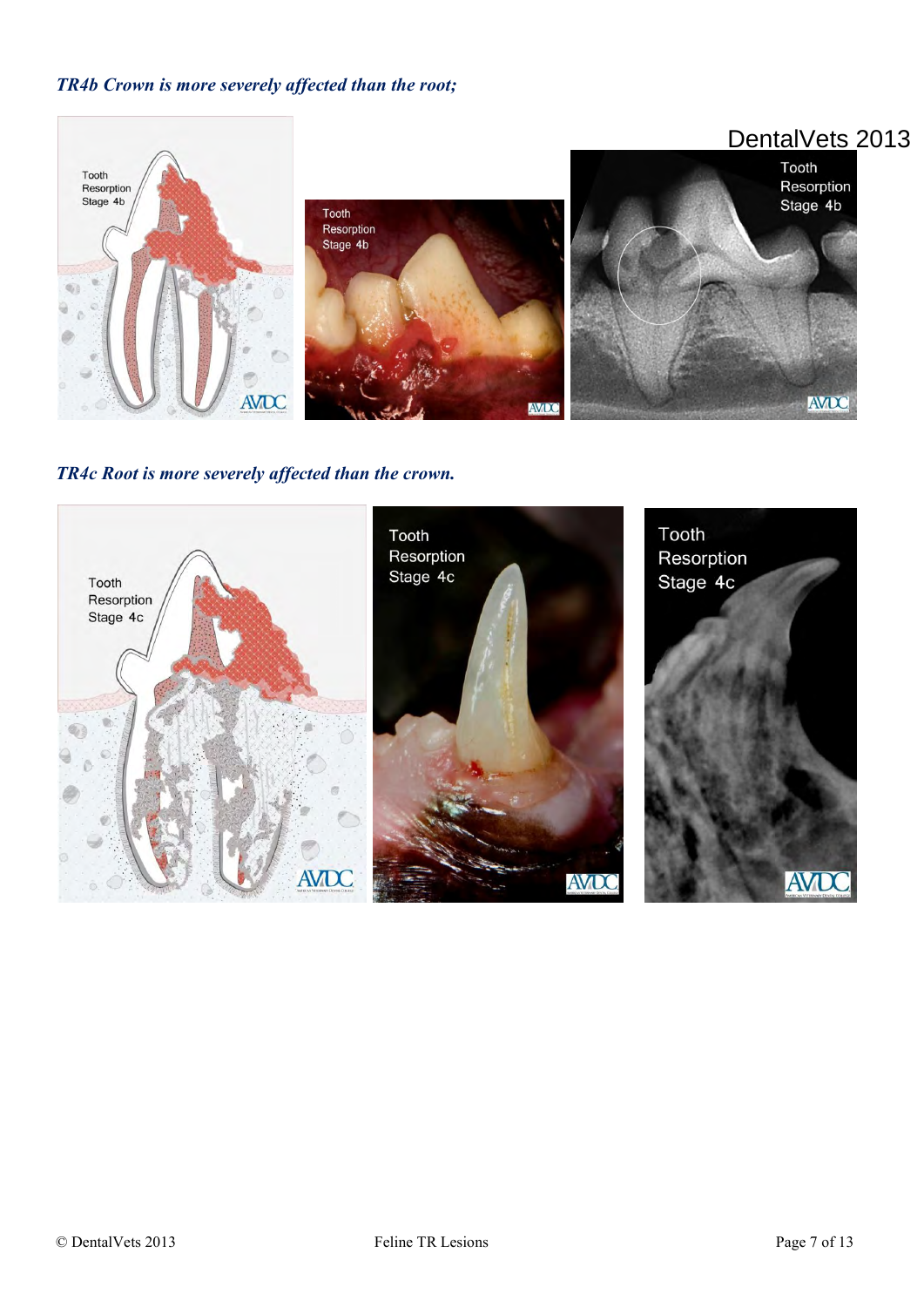***TR4b Crown is more severely affected than the root;***

***TR4c Root is more severely affected than the crown.***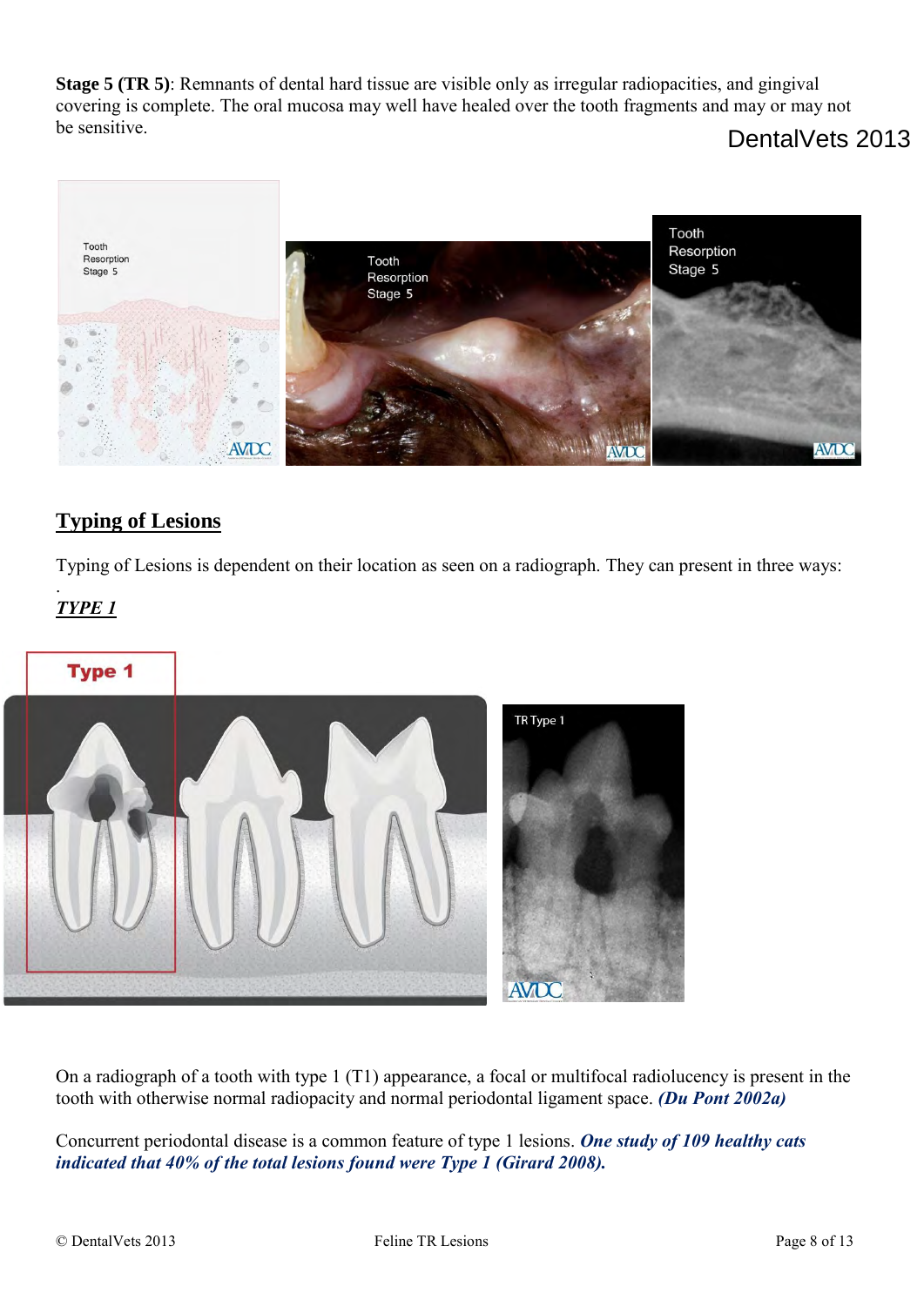**Stage 5 (TR 5)**: Remnants of dental hard tissue are visible only as irregular radiopacities, and gingival covering is complete. The oral mucosa may well have healed over the tooth fragments and may or may not be sensitive.

## Typing of Lesions

Typing of Lesions is dependent on their location as seen on a radiograph. They can present in three ways:

.

***TYPE 1***

On a radiograph of a tooth with type 1 (T1) appearance, a focal or multifocal radiolucency is present in the tooth with otherwise normal radiopacity and normal periodontal ligament space. ***(Du Pont 2002a)***

Concurrent periodontal disease is a common feature of type 1 lesions. ***One study of 109 healthy cats indicated that 40% of the total lesions found were Type 1 (Girard 2008).***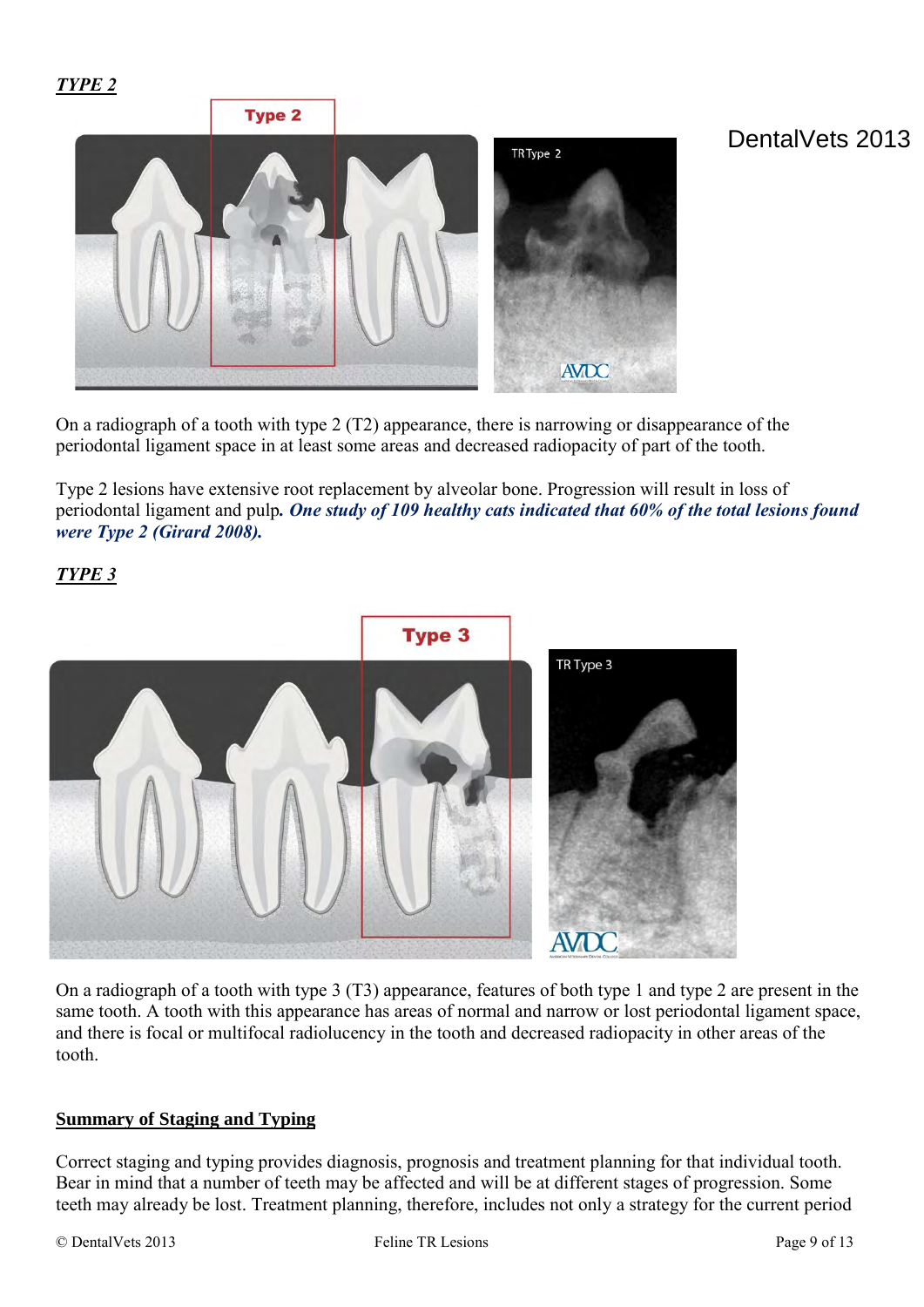***TYPE 2***

On a radiograph of a tooth with type 2 (T2) appearance, there is narrowing or disappearance of the periodontal ligament space in at least some areas and decreased radiopacity of part of the tooth.

Type 2 lesions have extensive root replacement by alveolar bone. Progression will result in loss of periodontal ligament and pulp***. One study of 109 healthy cats indicated that 60% of the total lesions found were Type 2 (Girard 2008).***

***TYPE 3***

On a radiograph of a tooth with type 3 (T3) appearance, features of both type 1 and type 2 are present in the same tooth. A tooth with this appearance has areas of normal and narrow or lost periodontal ligament space, and there is focal or multifocal radiolucency in the tooth and decreased radiopacity in other areas of the tooth.

**Summary of Staging and Typing**

Correct staging and typing provides diagnosis, prognosis and treatment planning for that individual tooth. Bear in mind that a number of teeth may be affected and will be at different stages of progression. Some teeth may already be lost. Treatment planning, therefore, includes not only a strategy for the current period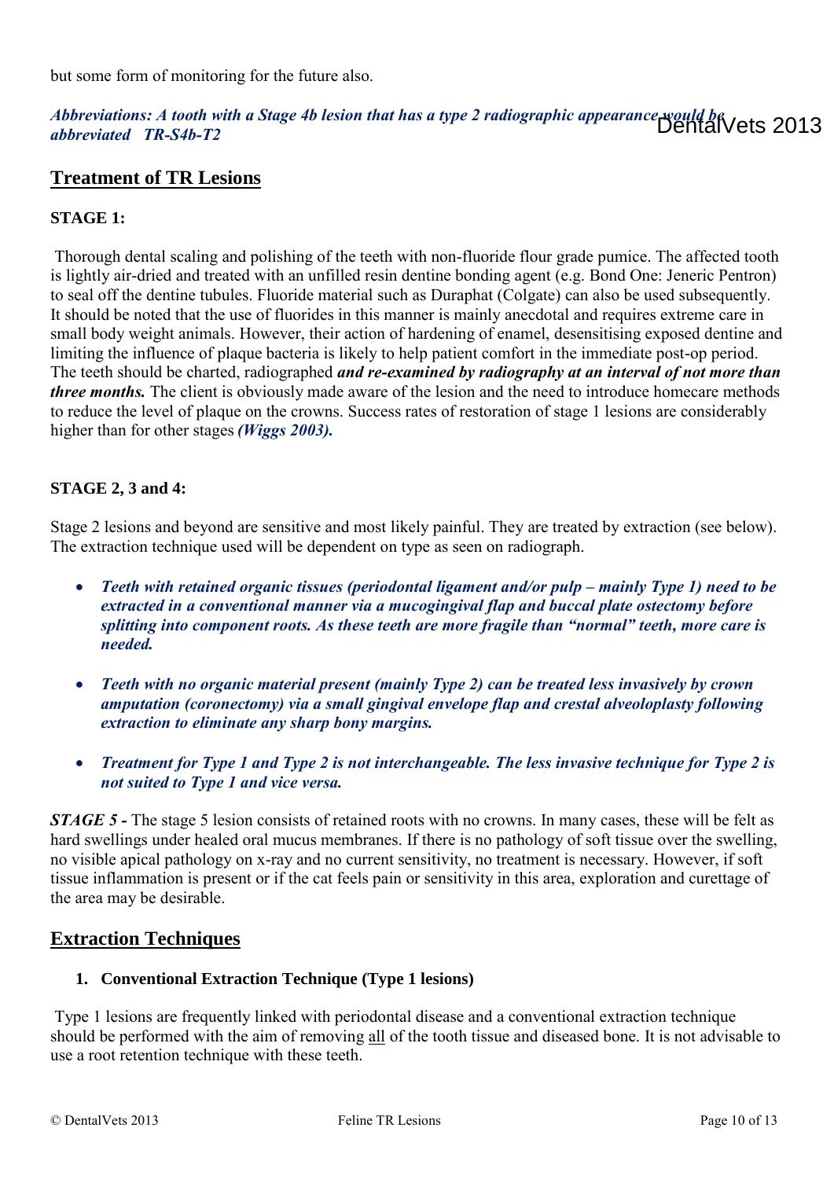but some form of monitoring for the future also.

***Abbreviations: A tooth with a Stage 4b lesion that has a type 2 radiographic appearance would be abbreviated TR-S4b-T2***

## Treatment of TR Lesions

**STAGE 1:**

Thorough dental scaling and polishing of the teeth with non-fluoride flour grade pumice. The affected tooth is lightly air-dried and treated with an unfilled resin dentine bonding agent (e.g. Bond One: Jeneric Pentron) to seal off the dentine tubules. Fluoride material such as Duraphat (Colgate) can also be used subsequently. It should be noted that the use of fluorides in this manner is mainly anecdotal and requires extreme care in small body weight animals. However, their action of hardening of enamel, desensitising exposed dentine and limiting the influence of plaque bacteria is likely to help patient comfort in the immediate post-op period. The teeth should be charted, radiographed ***and re-examined by radiography at an interval of not more than three months.*** The client is obviously made aware of the lesion and the need to introduce homecare methods to reduce the level of plaque on the crowns. Success rates of restoration of stage 1 lesions are considerably higher than for other stages ***(Wiggs 2003).***

**STAGE 2, 3 and 4:**

Stage 2 lesions and beyond are sensitive and most likely painful. They are treated by extraction (see below). The extraction technique used will be dependent on type as seen on radiograph.

- ***Teeth with retained organic tissues (periodontal ligament and/or pulp – mainly Type 1) need to be extracted in a conventional manner via a mucogingival flap and buccal plate ostectomy before splitting into component roots. As these teeth are more fragile than "normal" teeth, more care is needed.***

- ***Teeth with no organic material present (mainly Type 2) can be treated less invasively by crown amputation (coronectomy) via a small gingival envelope flap and crestal alveoloplasty following extraction to eliminate any sharp bony margins.***

- ***Treatment for Type 1 and Type 2 is not interchangeable. The less invasive technique for Type 2 is not suited to Type 1 and vice versa.***

***STAGE 5 -*** The stage 5 lesion consists of retained roots with no crowns. In many cases, these will be felt as hard swellings under healed oral mucus membranes. If there is no pathology of soft tissue over the swelling, no visible apical pathology on x-ray and no current sensitivity, no treatment is necessary. However, if soft tissue inflammation is present or if the cat feels pain or sensitivity in this area, exploration and curettage of the area may be desirable.

## Extraction Techniques

1. **Conventional Extraction Technique (Type 1 lesions)**

Type 1 lesions are frequently linked with periodontal disease and a conventional extraction technique should be performed with the aim of removing <u>all</u> of the tooth tissue and diseased bone. It is not advisable to use a root retention technique with these teeth.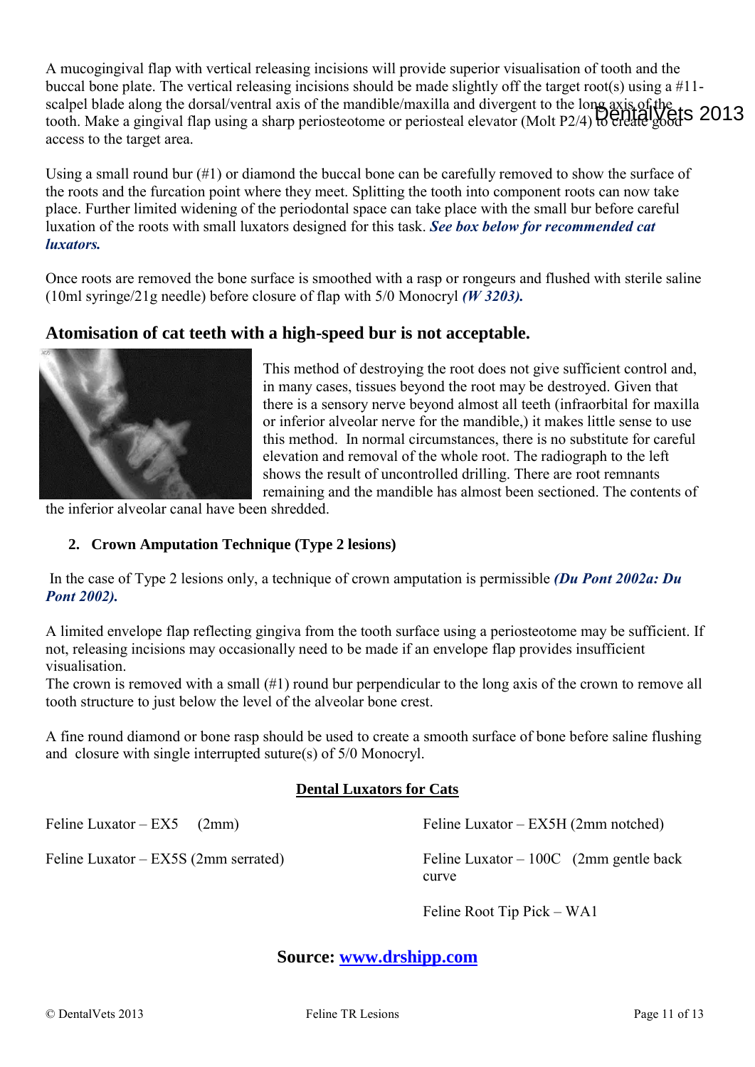A mucogingival flap with vertical releasing incisions will provide superior visualisation of tooth and the buccal bone plate. The vertical releasing incisions should be made slightly off the target root(s) using a #11-scalpel blade along the dorsal/ventral axis of the mandible/maxilla and divergent to the long axis of the tooth. Make a gingival flap using a sharp periosteotome or periosteal elevator (Molt P2/4) to create good access to the target area.

Using a small round bur (#1) or diamond the buccal bone can be carefully removed to show the surface of the roots and the furcation point where they meet. Splitting the tooth into component roots can now take place. Further limited widening of the periodontal space can take place with the small bur before careful luxation of the roots with small luxators designed for this task. ***See box below for recommended cat luxators.***

Once roots are removed the bone surface is smoothed with a rasp or rongeurs and flushed with sterile saline (10ml syringe/21g needle) before closure of flap with 5/0 Monocryl ***(W 3203).***

## Atomisation of cat teeth with a high-speed bur is not acceptable.

This method of destroying the root does not give sufficient control and, in many cases, tissues beyond the root may be destroyed. Given that there is a sensory nerve beyond almost all teeth (infraorbital for maxilla or inferior alveolar nerve for the mandible,) it makes little sense to use this method. In normal circumstances, there is no substitute for careful elevation and removal of the whole root. The radiograph to the left shows the result of uncontrolled drilling. There are root remnants remaining and the mandible has almost been sectioned. The contents of the inferior alveolar canal have been shredded.

### 2. Crown Amputation Technique (Type 2 lesions)

In the case of Type 2 lesions only, a technique of crown amputation is permissible ***(Du Pont 2002a: Du Pont 2002).***

A limited envelope flap reflecting gingiva from the tooth surface using a periosteotome may be sufficient. If not, releasing incisions may occasionally need to be made if an envelope flap provides insufficient visualisation.
The crown is removed with a small (#1) round bur perpendicular to the long axis of the crown to remove all tooth structure to just below the level of the alveolar bone crest.

A fine round diamond or bone rasp should be used to create a smooth surface of bone before saline flushing and closure with single interrupted suture(s) of 5/0 Monocryl.

**Dental Luxators for Cats**

| | |
|---|---|
| Feline Luxator – EX5 (2mm) | Feline Luxator – EX5H (2mm notched) |
| Feline Luxator – EX5S (2mm serrated) | Feline Luxator – 100C (2mm gentle back curve |
| | Feline Root Tip Pick – WA1 |

**Source: [www.drshipp.com](http://www.drshipp.com)**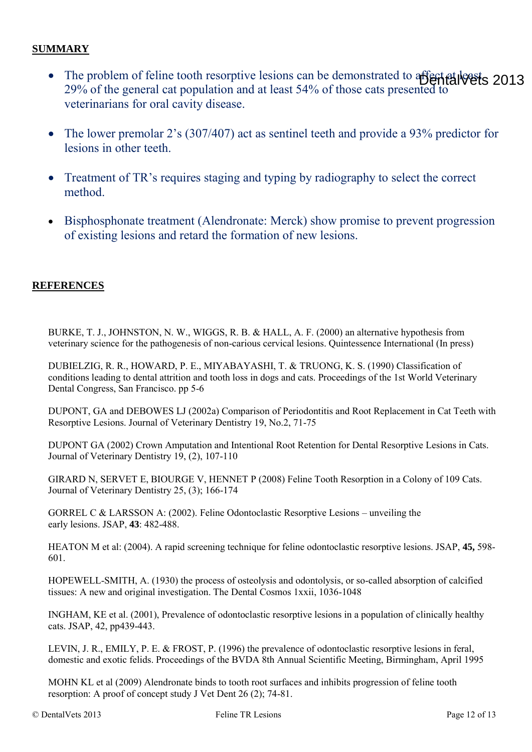## SUMMARY

- The problem of feline tooth resorptive lesions can be demonstrated to affect at least 29% of the general cat population and at least 54% of those cats presented to veterinarians for oral cavity disease.
- The lower premolar 2's (307/407) act as sentinel teeth and provide a 93% predictor for lesions in other teeth.
- Treatment of TR's requires staging and typing by radiography to select the correct method.
- Bisphosphonate treatment (Alendronate: Merck) show promise to prevent progression of existing lesions and retard the formation of new lesions.

## REFERENCES

BURKE, T. J., JOHNSTON, N. W., WIGGS, R. B. & HALL, A. F. (2000) an alternative hypothesis from veterinary science for the pathogenesis of non-carious cervical lesions. Quintessence International (In press)

DUBIELZIG, R. R., HOWARD, P. E., MIYABAYASHI, T. & TRUONG, K. S. (1990) Classification of conditions leading to dental attrition and tooth loss in dogs and cats. Proceedings of the 1st World Veterinary Dental Congress, San Francisco. pp 5-6

DUPONT, GA and DEBOWES LJ (2002a) Comparison of Periodontitis and Root Replacement in Cat Teeth with Resorptive Lesions. Journal of Veterinary Dentistry 19, No.2, 71-75

DUPONT GA (2002) Crown Amputation and Intentional Root Retention for Dental Resorptive Lesions in Cats. Journal of Veterinary Dentistry 19, (2), 107-110

GIRARD N, SERVET E, BIOURGE V, HENNET P (2008) Feline Tooth Resorption in a Colony of 109 Cats. Journal of Veterinary Dentistry 25, (3); 166-174

GORREL C & LARSSON A: (2002). Feline Odontoclastic Resorptive Lesions – unveiling the early lesions. JSAP, **43**: 482-488.

HEATON M et al: (2004). A rapid screening technique for feline odontoclastic resorptive lesions. JSAP, **45,** 598-601.

HOPEWELL-SMITH, A. (1930) the process of osteolysis and odontolysis, or so-called absorption of calcified tissues: A new and original investigation. The Dental Cosmos 1xxii, 1036-1048

INGHAM, KE et al. (2001), Prevalence of odontoclastic resorptive lesions in a population of clinically healthy cats. JSAP, 42, pp439-443.

LEVIN, J. R., EMILY, P. E. & FROST, P. (1996) the prevalence of odontoclastic resorptive lesions in feral, domestic and exotic felids. Proceedings of the BVDA 8th Annual Scientific Meeting, Birmingham, April 1995

MOHN KL et al (2009) Alendronate binds to tooth root surfaces and inhibits progression of feline tooth resorption: A proof of concept study J Vet Dent 26 (2); 74-81.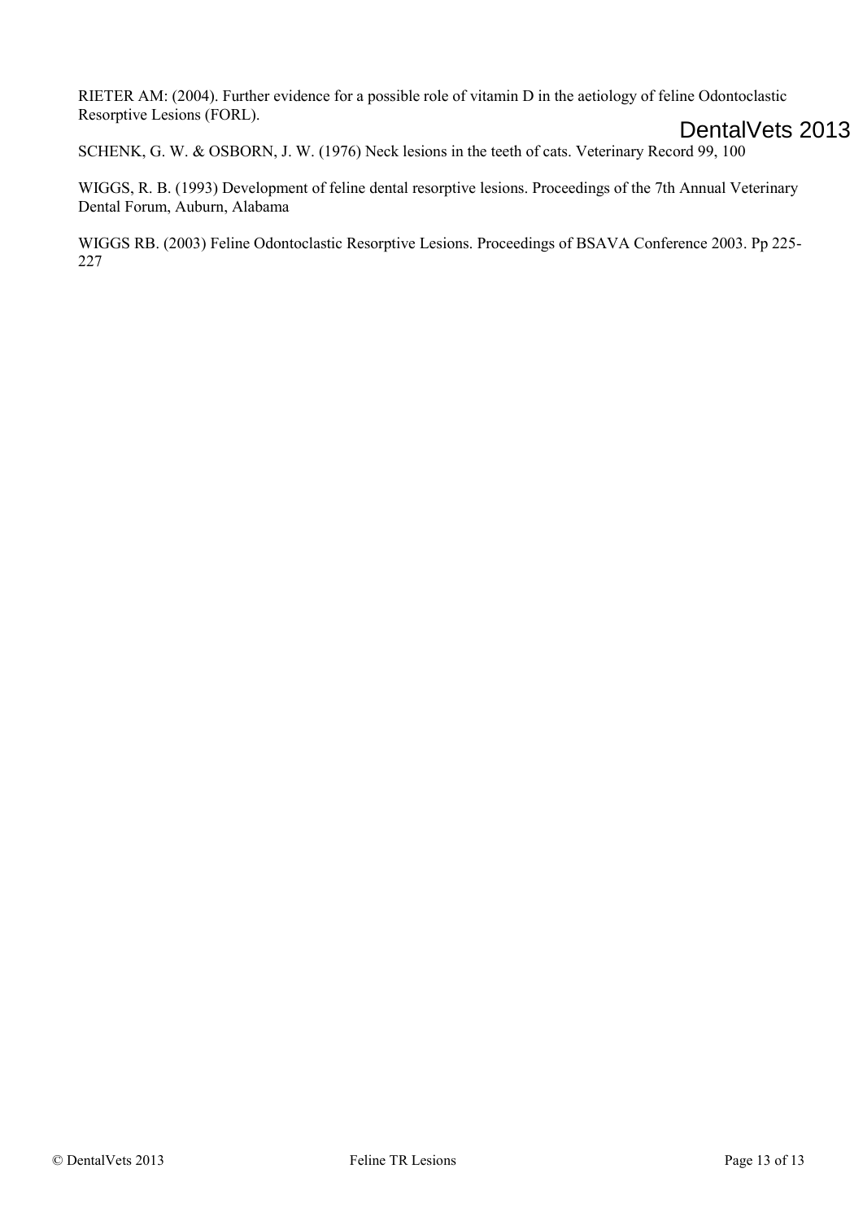RIETER AM: (2004). Further evidence for a possible role of vitamin D in the aetiology of feline Odontoclastic Resorptive Lesions (FORL).

SCHENK, G. W. & OSBORN, J. W. (1976) Neck lesions in the teeth of cats. Veterinary Record 99, 100

WIGGS, R. B. (1993) Development of feline dental resorptive lesions. Proceedings of the 7th Annual Veterinary Dental Forum, Auburn, Alabama

WIGGS RB. (2003) Feline Odontoclastic Resorptive Lesions. Proceedings of BSAVA Conference 2003. Pp 225-227